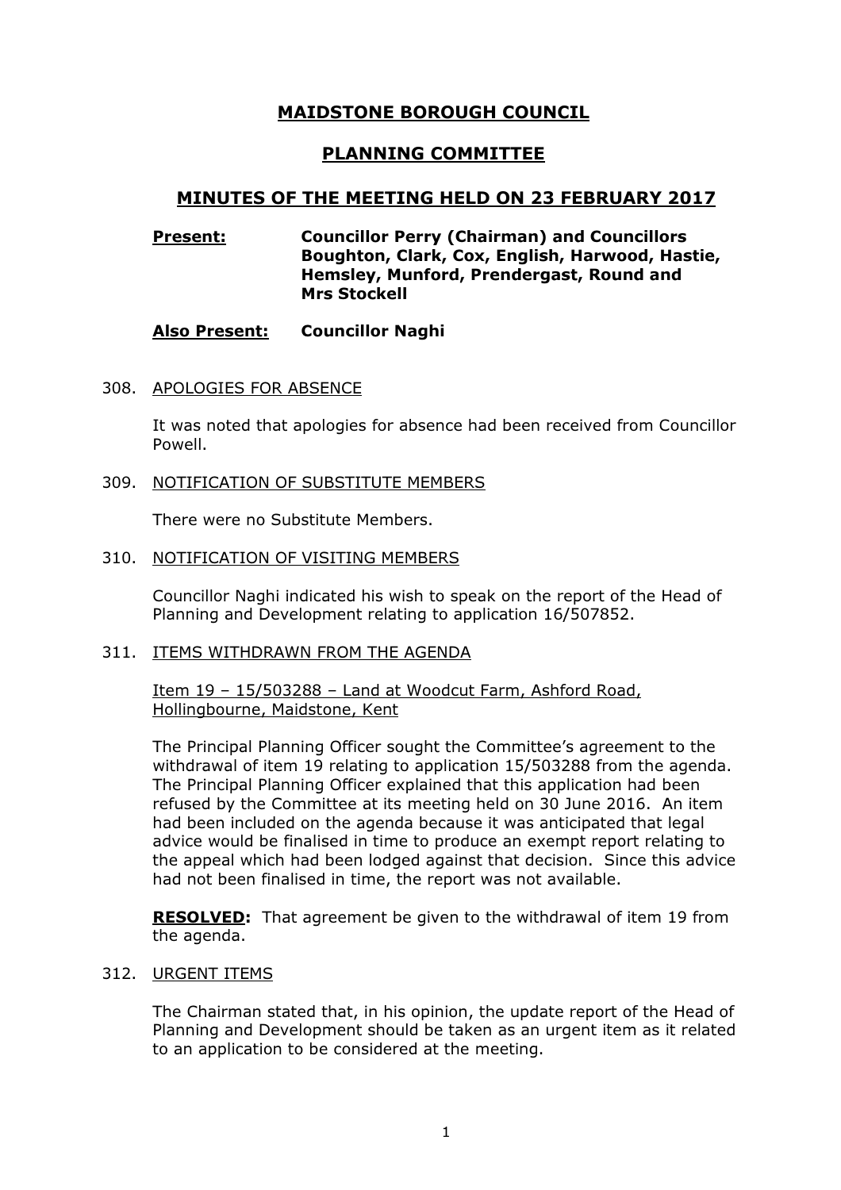# MAIDSTONE BOROUGH COUNCIL

## PLANNING COMMITTEE

## MINUTES OF THE MEETING HELD ON 23 FEBRUARY 2017

**Present:** **Councillor Perry (Chairman) and Councillors Boughton, Clark, Cox, English, Harwood, Hastie, Hemsley, Munford, Prendergast, Round and Mrs Stockell**

**Also Present:** **Councillor Naghi**

308. APOLOGIES FOR ABSENCE

It was noted that apologies for absence had been received from Councillor Powell.

309. NOTIFICATION OF SUBSTITUTE MEMBERS

There were no Substitute Members.

310. NOTIFICATION OF VISITING MEMBERS

Councillor Naghi indicated his wish to speak on the report of the Head of Planning and Development relating to application 16/507852.

311. ITEMS WITHDRAWN FROM THE AGENDA

Item 19 – 15/503288 – Land at Woodcut Farm, Ashford Road, Hollingbourne, Maidstone, Kent

The Principal Planning Officer sought the Committee's agreement to the withdrawal of item 19 relating to application 15/503288 from the agenda. The Principal Planning Officer explained that this application had been refused by the Committee at its meeting held on 30 June 2016. An item had been included on the agenda because it was anticipated that legal advice would be finalised in time to produce an exempt report relating to the appeal which had been lodged against that decision. Since this advice had not been finalised in time, the report was not available.

**RESOLVED:** That agreement be given to the withdrawal of item 19 from the agenda.

312. URGENT ITEMS

The Chairman stated that, in his opinion, the update report of the Head of Planning and Development should be taken as an urgent item as it related to an application to be considered at the meeting.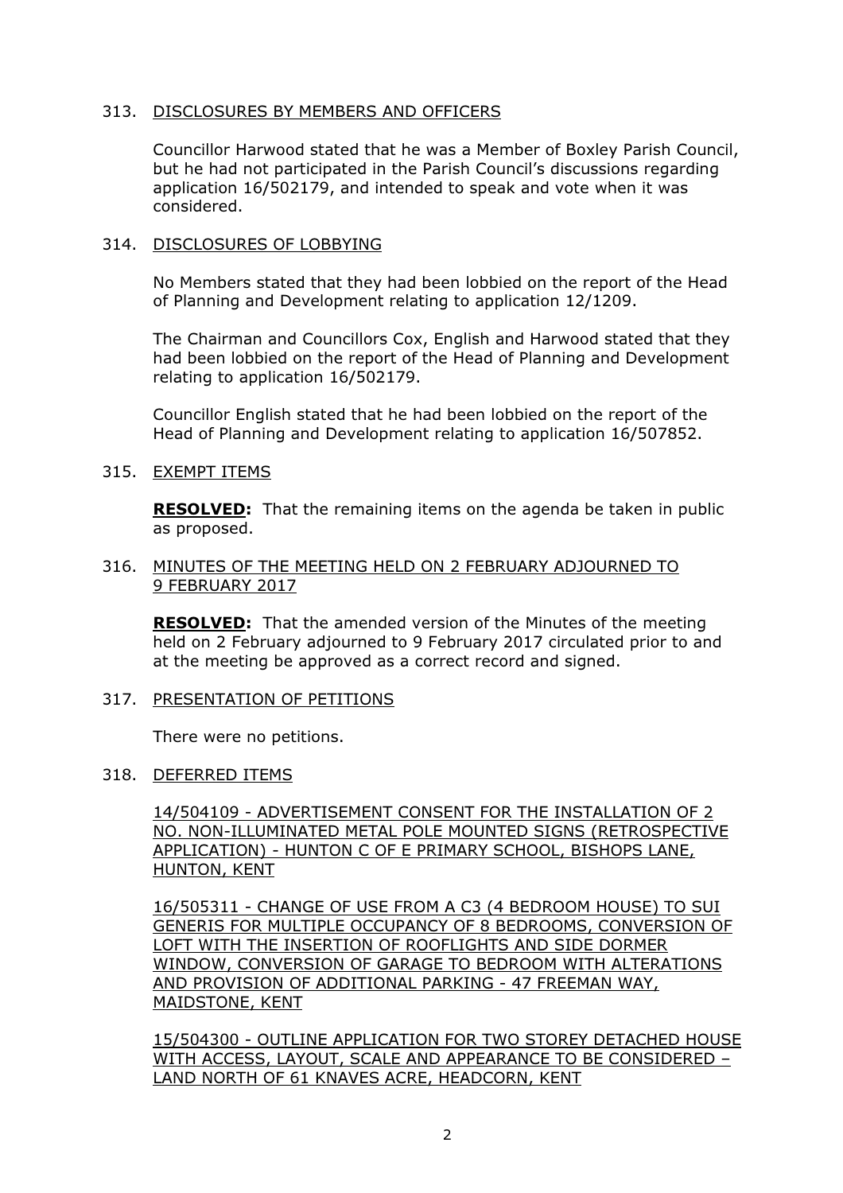313. DISCLOSURES BY MEMBERS AND OFFICERS

Councillor Harwood stated that he was a Member of Boxley Parish Council, but he had not participated in the Parish Council's discussions regarding application 16/502179, and intended to speak and vote when it was considered.

314. DISCLOSURES OF LOBBYING

No Members stated that they had been lobbied on the report of the Head of Planning and Development relating to application 12/1209.

The Chairman and Councillors Cox, English and Harwood stated that they had been lobbied on the report of the Head of Planning and Development relating to application 16/502179.

Councillor English stated that he had been lobbied on the report of the Head of Planning and Development relating to application 16/507852.

315. EXEMPT ITEMS

**RESOLVED:** That the remaining items on the agenda be taken in public as proposed.

316. MINUTES OF THE MEETING HELD ON 2 FEBRUARY ADJOURNED TO 9 FEBRUARY 2017

**RESOLVED:** That the amended version of the Minutes of the meeting held on 2 February adjourned to 9 February 2017 circulated prior to and at the meeting be approved as a correct record and signed.

317. PRESENTATION OF PETITIONS

There were no petitions.

318. DEFERRED ITEMS

14/504109 - ADVERTISEMENT CONSENT FOR THE INSTALLATION OF 2 NO. NON-ILLUMINATED METAL POLE MOUNTED SIGNS (RETROSPECTIVE APPLICATION) - HUNTON C OF E PRIMARY SCHOOL, BISHOPS LANE, HUNTON, KENT

16/505311 - CHANGE OF USE FROM A C3 (4 BEDROOM HOUSE) TO SUI GENERIS FOR MULTIPLE OCCUPANCY OF 8 BEDROOMS, CONVERSION OF LOFT WITH THE INSERTION OF ROOFLIGHTS AND SIDE DORMER WINDOW, CONVERSION OF GARAGE TO BEDROOM WITH ALTERATIONS AND PROVISION OF ADDITIONAL PARKING - 47 FREEMAN WAY, MAIDSTONE, KENT

15/504300 - OUTLINE APPLICATION FOR TWO STOREY DETACHED HOUSE WITH ACCESS, LAYOUT, SCALE AND APPEARANCE TO BE CONSIDERED – LAND NORTH OF 61 KNAVES ACRE, HEADCORN, KENT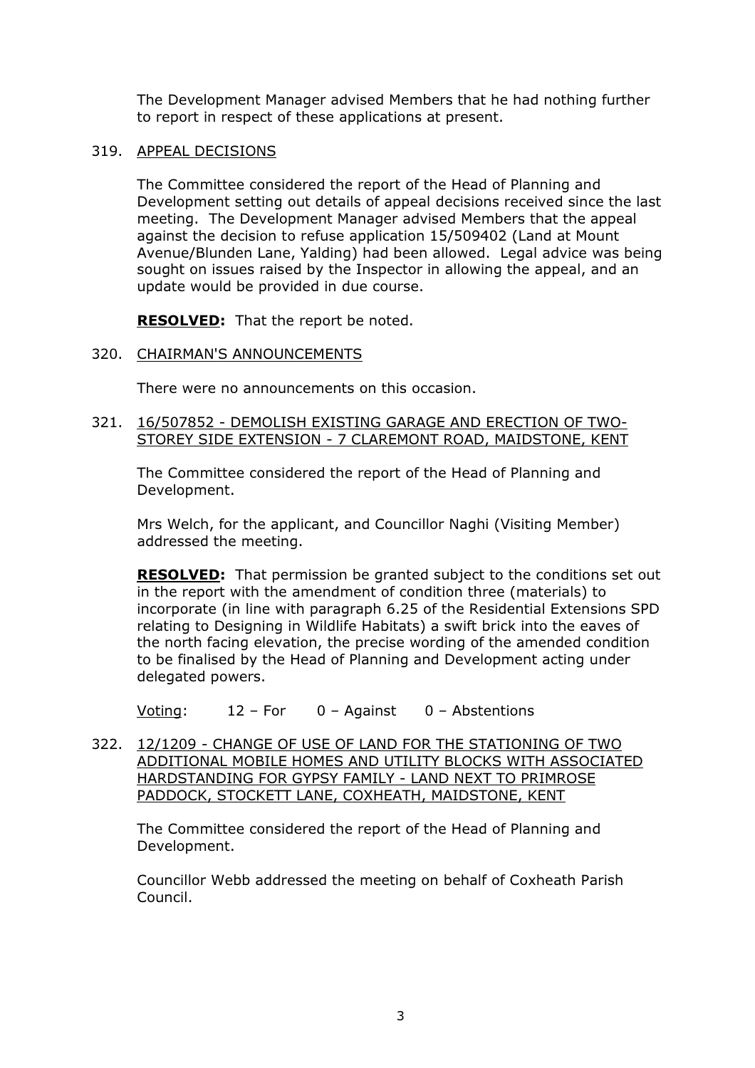The Development Manager advised Members that he had nothing further to report in respect of these applications at present.

319. APPEAL DECISIONS

The Committee considered the report of the Head of Planning and Development setting out details of appeal decisions received since the last meeting. The Development Manager advised Members that the appeal against the decision to refuse application 15/509402 (Land at Mount Avenue/Blunden Lane, Yalding) had been allowed. Legal advice was being sought on issues raised by the Inspector in allowing the appeal, and an update would be provided in due course.

**RESOLVED:** That the report be noted.

320. CHAIRMAN'S ANNOUNCEMENTS

There were no announcements on this occasion.

321. 16/507852 - DEMOLISH EXISTING GARAGE AND ERECTION OF TWO-STOREY SIDE EXTENSION - 7 CLAREMONT ROAD, MAIDSTONE, KENT

The Committee considered the report of the Head of Planning and Development.

Mrs Welch, for the applicant, and Councillor Naghi (Visiting Member) addressed the meeting.

**RESOLVED:** That permission be granted subject to the conditions set out in the report with the amendment of condition three (materials) to incorporate (in line with paragraph 6.25 of the Residential Extensions SPD relating to Designing in Wildlife Habitats) a swift brick into the eaves of the north facing elevation, the precise wording of the amended condition to be finalised by the Head of Planning and Development acting under delegated powers.

Voting: 12 – For 0 – Against 0 – Abstentions

322. 12/1209 - CHANGE OF USE OF LAND FOR THE STATIONING OF TWO ADDITIONAL MOBILE HOMES AND UTILITY BLOCKS WITH ASSOCIATED HARDSTANDING FOR GYPSY FAMILY - LAND NEXT TO PRIMROSE PADDOCK, STOCKETT LANE, COXHEATH, MAIDSTONE, KENT

The Committee considered the report of the Head of Planning and Development.

Councillor Webb addressed the meeting on behalf of Coxheath Parish Council.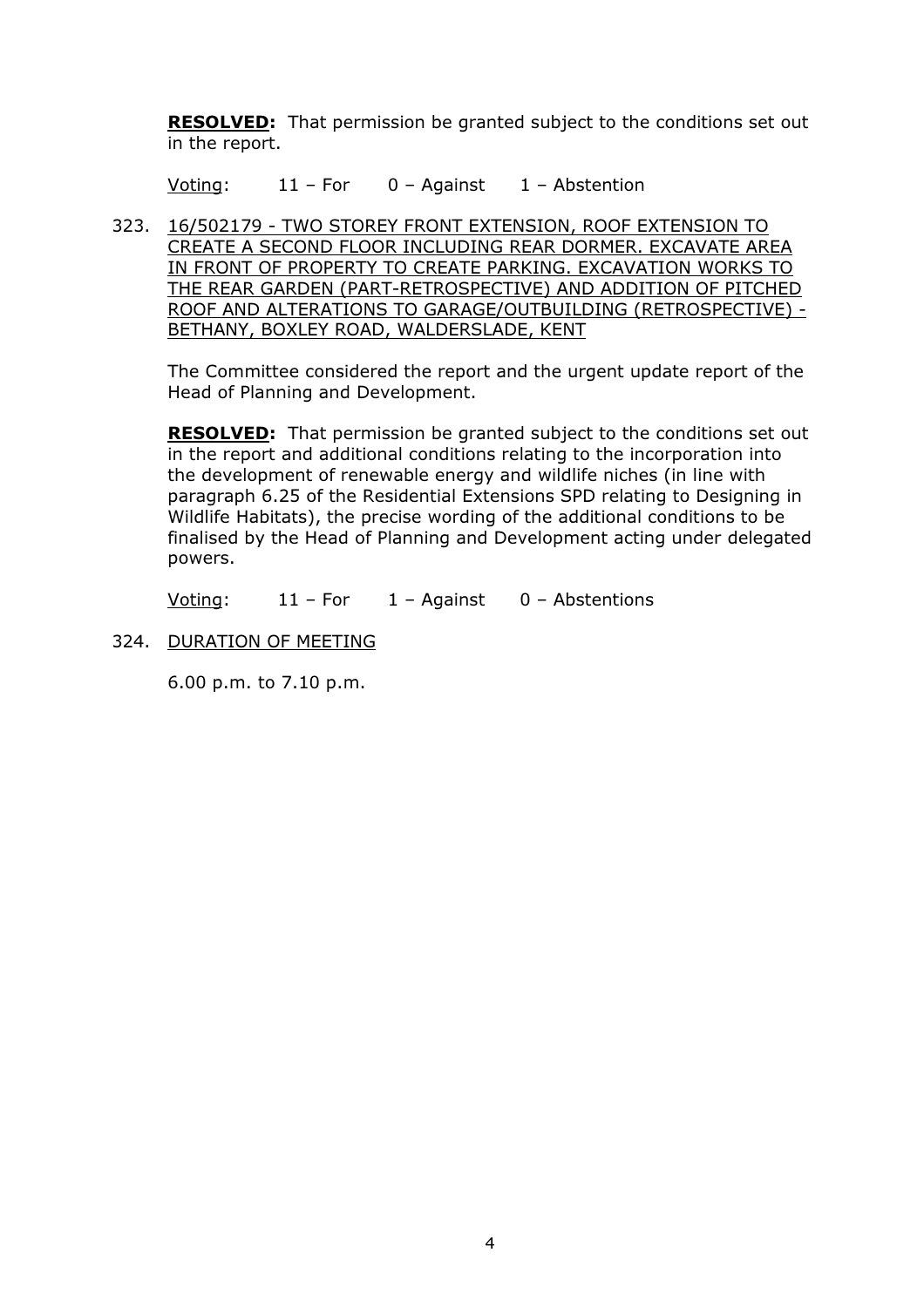**RESOLVED:** That permission be granted subject to the conditions set out in the report.

Voting: 11 – For 0 – Against 1 – Abstention

323. 16/502179 - TWO STOREY FRONT EXTENSION, ROOF EXTENSION TO CREATE A SECOND FLOOR INCLUDING REAR DORMER. EXCAVATE AREA IN FRONT OF PROPERTY TO CREATE PARKING. EXCAVATION WORKS TO THE REAR GARDEN (PART-RETROSPECTIVE) AND ADDITION OF PITCHED ROOF AND ALTERATIONS TO GARAGE/OUTBUILDING (RETROSPECTIVE) - BETHANY, BOXLEY ROAD, WALDERSLADE, KENT

The Committee considered the report and the urgent update report of the Head of Planning and Development.

**RESOLVED:** That permission be granted subject to the conditions set out in the report and additional conditions relating to the incorporation into the development of renewable energy and wildlife niches (in line with paragraph 6.25 of the Residential Extensions SPD relating to Designing in Wildlife Habitats), the precise wording of the additional conditions to be finalised by the Head of Planning and Development acting under delegated powers.

Voting: 11 – For 1 – Against 0 – Abstentions

324. DURATION OF MEETING

6.00 p.m. to 7.10 p.m.